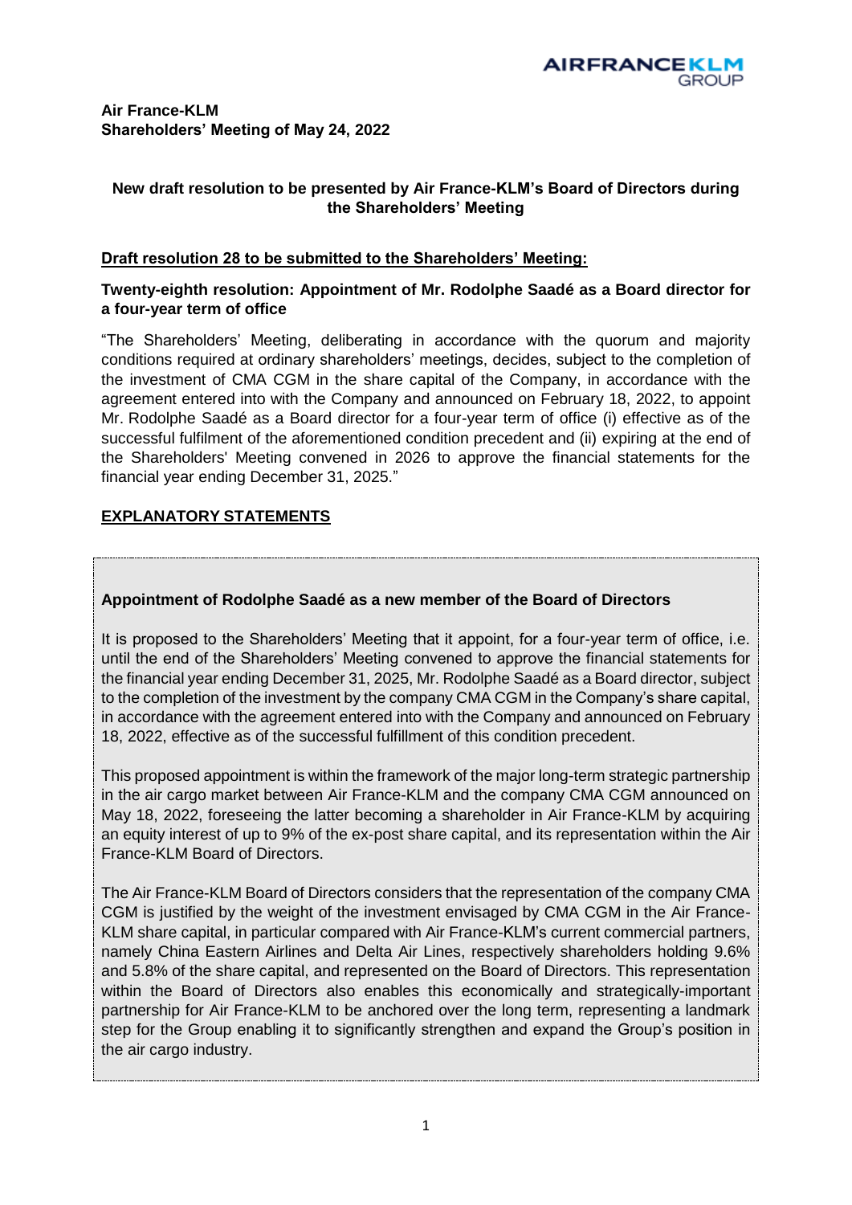**Air France-KLM**
**Shareholders' Meeting of May 24, 2022**

## New draft resolution to be presented by Air France-KLM's Board of Directors during the Shareholders' Meeting

### Draft resolution 28 to be submitted to the Shareholders' Meeting:

**Twenty-eighth resolution: Appointment of Mr. Rodolphe Saadé as a Board director for a four-year term of office**

"The Shareholders' Meeting, deliberating in accordance with the quorum and majority conditions required at ordinary shareholders' meetings, decides, subject to the completion of the investment of CMA CGM in the share capital of the Company, in accordance with the agreement entered into with the Company and announced on February 18, 2022, to appoint Mr. Rodolphe Saadé as a Board director for a four-year term of office (i) effective as of the successful fulfilment of the aforementioned condition precedent and (ii) expiring at the end of the Shareholders' Meeting convened in 2026 to approve the financial statements for the financial year ending December 31, 2025."

### EXPLANATORY STATEMENTS

**Appointment of Rodolphe Saadé as a new member of the Board of Directors**

It is proposed to the Shareholders' Meeting that it appoint, for a four-year term of office, i.e. until the end of the Shareholders' Meeting convened to approve the financial statements for the financial year ending December 31, 2025, Mr. Rodolphe Saadé as a Board director, subject to the completion of the investment by the company CMA CGM in the Company's share capital, in accordance with the agreement entered into with the Company and announced on February 18, 2022, effective as of the successful fulfillment of this condition precedent.

This proposed appointment is within the framework of the major long-term strategic partnership in the air cargo market between Air France-KLM and the company CMA CGM announced on May 18, 2022, foreseeing the latter becoming a shareholder in Air France-KLM by acquiring an equity interest of up to 9% of the ex-post share capital, and its representation within the Air France-KLM Board of Directors.

The Air France-KLM Board of Directors considers that the representation of the company CMA CGM is justified by the weight of the investment envisaged by CMA CGM in the Air France-KLM share capital, in particular compared with Air France-KLM's current commercial partners, namely China Eastern Airlines and Delta Air Lines, respectively shareholders holding 9.6% and 5.8% of the share capital, and represented on the Board of Directors. This representation within the Board of Directors also enables this economically and strategically-important partnership for Air France-KLM to be anchored over the long term, representing a landmark step for the Group enabling it to significantly strengthen and expand the Group's position in the air cargo industry.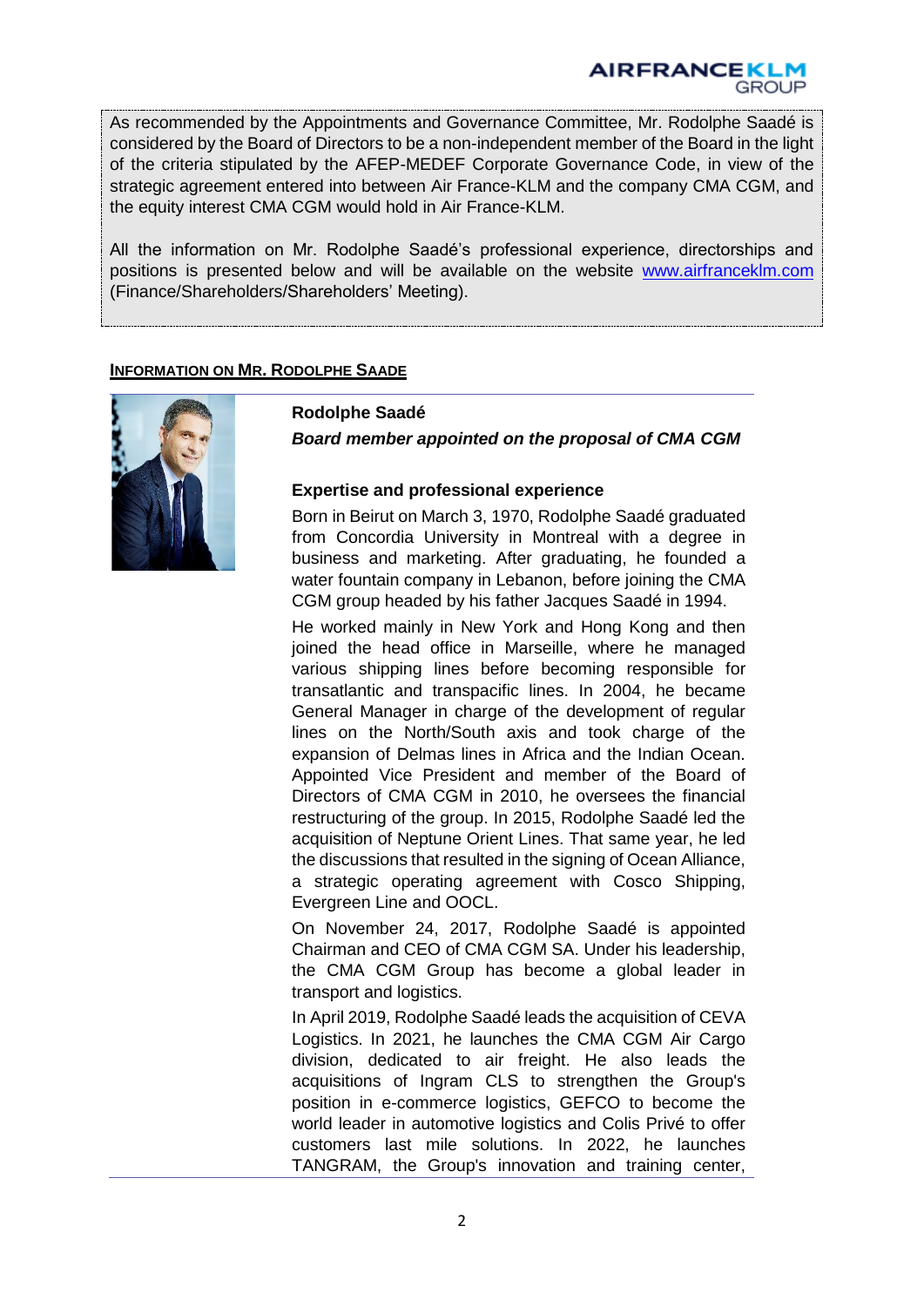As recommended by the Appointments and Governance Committee, Mr. Rodolphe Saadé is considered by the Board of Directors to be a non-independent member of the Board in the light of the criteria stipulated by the AFEP-MEDEF Corporate Governance Code, in view of the strategic agreement entered into between Air France-KLM and the company CMA CGM, and the equity interest CMA CGM would hold in Air France-KLM.

All the information on Mr. Rodolphe Saadé's professional experience, directorships and positions is presented below and will be available on the website www.airfranceklm.com (Finance/Shareholders/Shareholders' Meeting).

## INFORMATION ON MR. RODOLPHE SAADE

**Rodolphe Saadé**

***Board member appointed on the proposal of CMA CGM***

### Expertise and professional experience

Born in Beirut on March 3, 1970, Rodolphe Saadé graduated from Concordia University in Montreal with a degree in business and marketing. After graduating, he founded a water fountain company in Lebanon, before joining the CMA CGM group headed by his father Jacques Saadé in 1994.

He worked mainly in New York and Hong Kong and then joined the head office in Marseille, where he managed various shipping lines before becoming responsible for transatlantic and transpacific lines. In 2004, he became General Manager in charge of the development of regular lines on the North/South axis and took charge of the expansion of Delmas lines in Africa and the Indian Ocean. Appointed Vice President and member of the Board of Directors of CMA CGM in 2010, he oversees the financial restructuring of the group. In 2015, Rodolphe Saadé led the acquisition of Neptune Orient Lines. That same year, he led the discussions that resulted in the signing of Ocean Alliance, a strategic operating agreement with Cosco Shipping, Evergreen Line and OOCL.

On November 24, 2017, Rodolphe Saadé is appointed Chairman and CEO of CMA CGM SA. Under his leadership, the CMA CGM Group has become a global leader in transport and logistics.

In April 2019, Rodolphe Saadé leads the acquisition of CEVA Logistics. In 2021, he launches the CMA CGM Air Cargo division, dedicated to air freight. He also leads the acquisitions of Ingram CLS to strengthen the Group's position in e-commerce logistics, GEFCO to become the world leader in automotive logistics and Colis Privé to offer customers last mile solutions. In 2022, he launches TANGRAM, the Group's innovation and training center,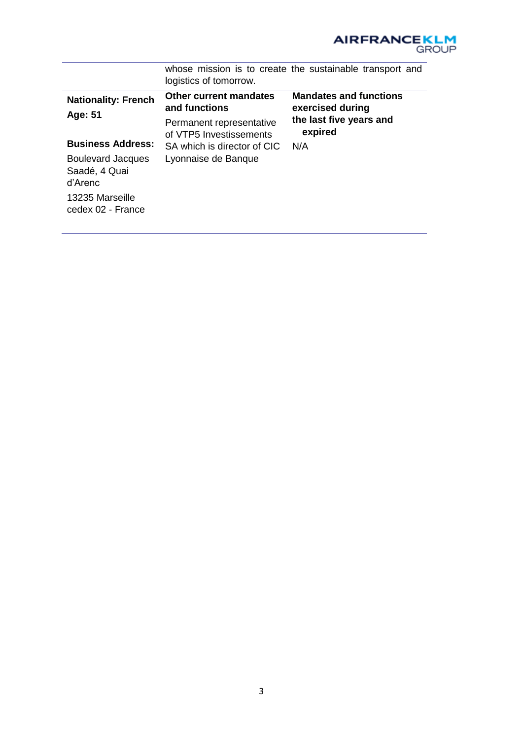| | | |
|---|---|---|
| | whose mission is to create the sustainable transport and logistics of tomorrow. | |
| **Nationality: French**<br>**Age: 51**<br><br>**Business Address:**<br>Boulevard Jacques Saadé, 4 Quai d'Arenc<br>13235 Marseille cedex 02 - France | **Other current mandates and functions**<br>Permanent representative of VTP5 Investissements SA which is director of CIC Lyonnaise de Banque | **Mandates and functions exercised during the last five years and expired**<br>N/A |